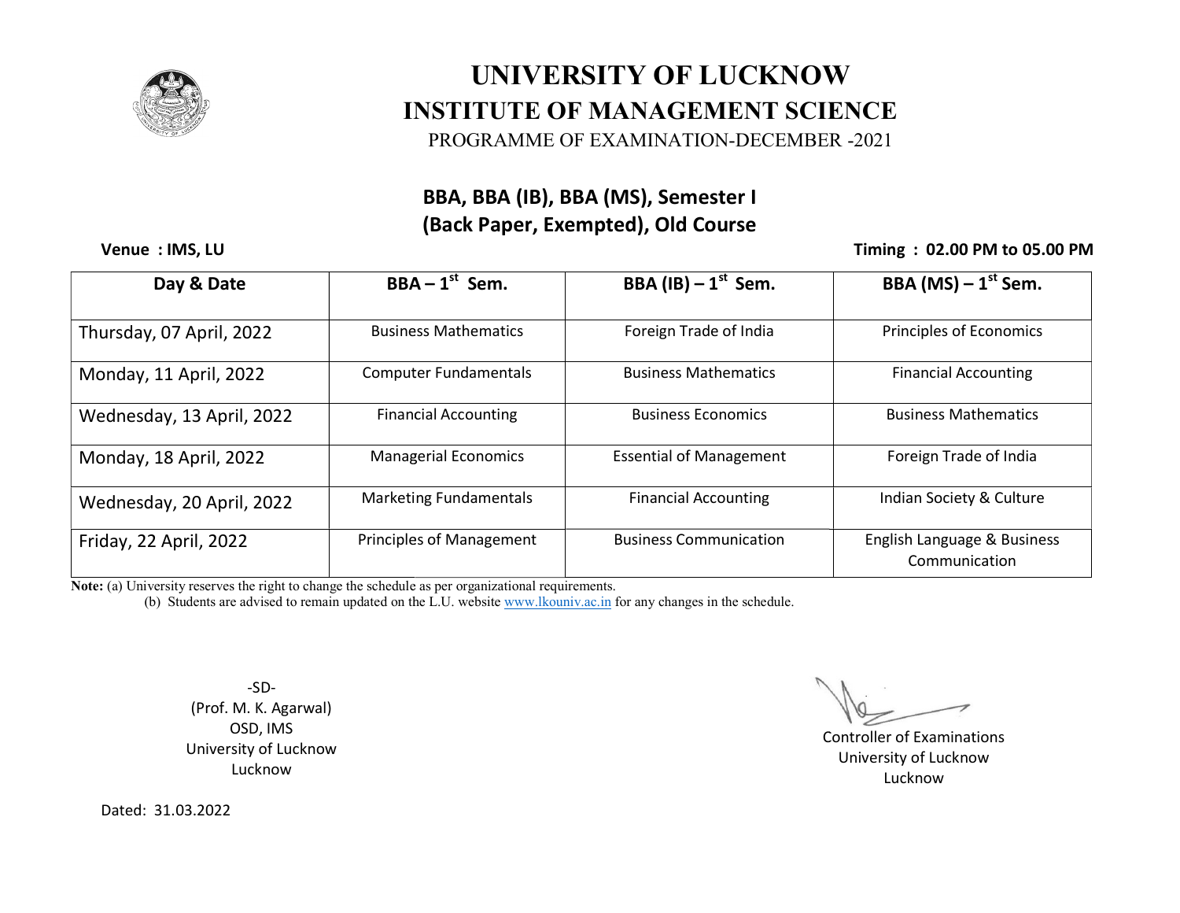# UNIVERSITY OF LUCKNOW

## INSTITUTE OF MANAGEMENT SCIENCE

PROGRAMME OF EXAMINATION-DECEMBER -2021

### BBA, BBA (IB), BBA (MS), Semester I (Back Paper, Exempted), Old Course

**Venue : IMS, LU**

**Timing : 02.00 PM to 05.00 PM**

| Day & Date | BBA – 1st Sem. | BBA (IB) – 1st Sem. | BBA (MS) – 1st Sem. |
|---|---|---|---|
| Thursday, 07 April, 2022 | Business Mathematics | Foreign Trade of India | Principles of Economics |
| Monday, 11 April, 2022 | Computer Fundamentals | Business Mathematics | Financial Accounting |
| Wednesday, 13 April, 2022 | Financial Accounting | Business Economics | Business Mathematics |
| Monday, 18 April, 2022 | Managerial Economics | Essential of Management | Foreign Trade of India |
| Wednesday, 20 April, 2022 | Marketing Fundamentals | Financial Accounting | Indian Society & Culture |
| Friday, 22 April, 2022 | Principles of Management | Business Communication | English Language & Business Communication |

**Note:** (a) University reserves the right to change the schedule as per organizational requirements.

(b) Students are advised to remain updated on the L.U. website www.lkouniv.ac.in for any changes in the schedule.

-SD-
(Prof. M. K. Agarwal)
OSD, IMS
University of Lucknow
Lucknow

Controller of Examinations
University of Lucknow
Lucknow

Dated: 31.03.2022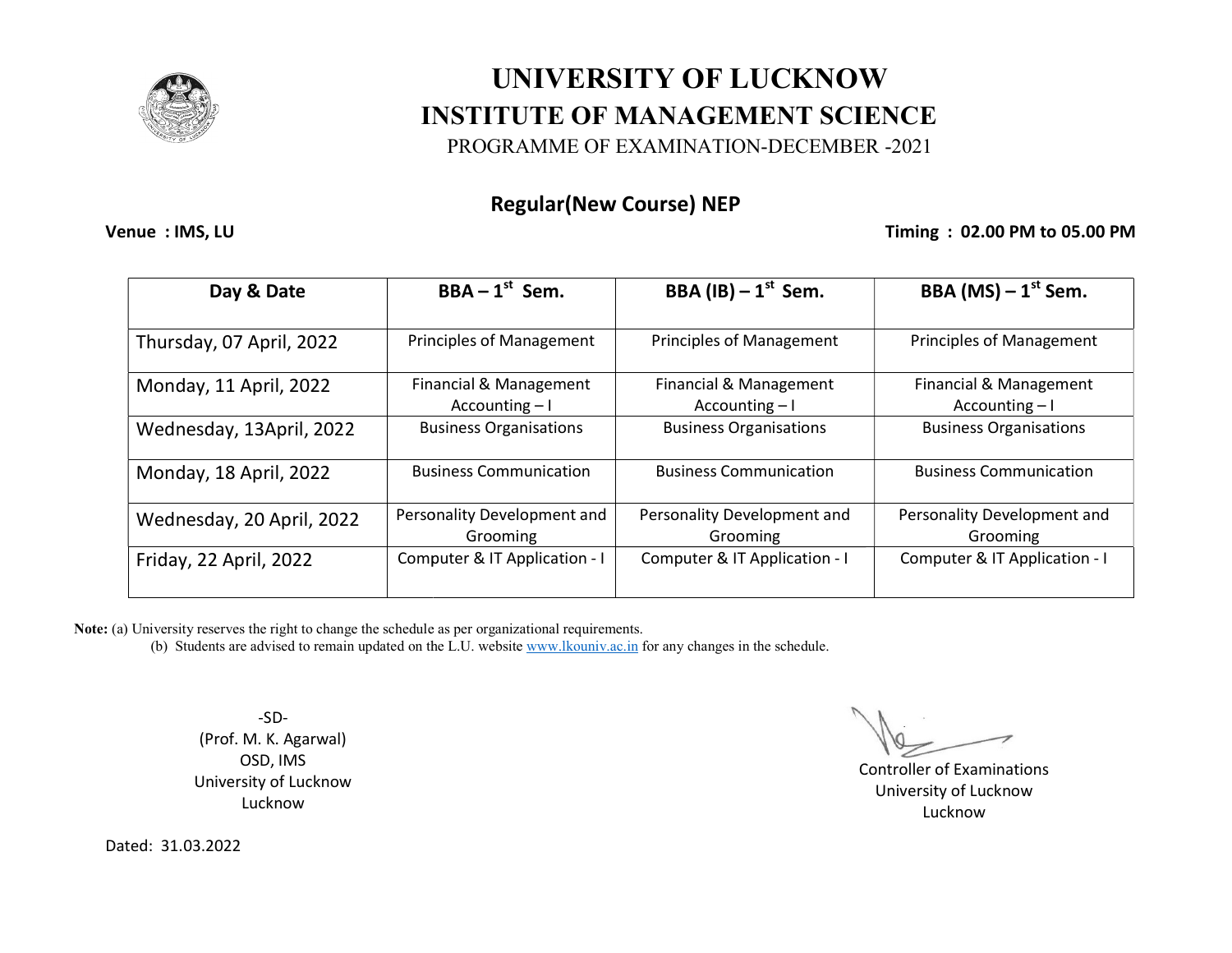# UNIVERSITY OF LUCKNOW

## INSTITUTE OF MANAGEMENT SCIENCE

PROGRAMME OF EXAMINATION-DECEMBER -2021

### Regular(New Course) NEP

**Venue : IMS, LU** **Timing : 02.00 PM to 05.00 PM**

| Day & Date | BBA – 1st Sem. | BBA (IB) – 1st Sem. | BBA (MS) – 1st Sem. |
|---|---|---|---|
| Thursday, 07 April, 2022 | Principles of Management | Principles of Management | Principles of Management |
| Monday, 11 April, 2022 | Financial & Management Accounting – I | Financial & Management Accounting – I | Financial & Management Accounting – I |
| Wednesday, 13April, 2022 | Business Organisations | Business Organisations | Business Organisations |
| Monday, 18 April, 2022 | Business Communication | Business Communication | Business Communication |
| Wednesday, 20 April, 2022 | Personality Development and Grooming | Personality Development and Grooming | Personality Development and Grooming |
| Friday, 22 April, 2022 | Computer & IT Application - I | Computer & IT Application - I | Computer & IT Application - I |

**Note:** (a) University reserves the right to change the schedule as per organizational requirements.
(b) Students are advised to remain updated on the L.U. website www.lkouniv.ac.in for any changes in the schedule.

-SD-
(Prof. M. K. Agarwal)
OSD, IMS
University of Lucknow
Lucknow

Controller of Examinations
University of Lucknow
Lucknow

Dated: 31.03.2022